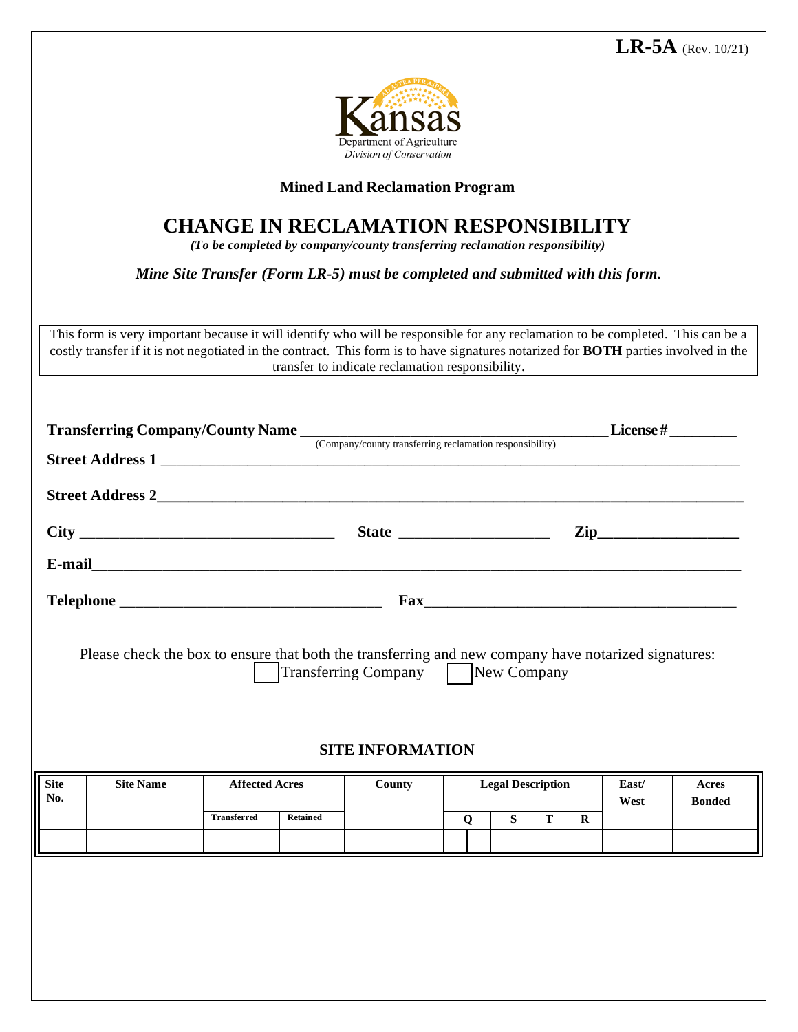**LR-5A** (Rev. 10/21)

Kansas
Department of Agriculture
*Division of Conservation*

**Mined Land Reclamation Program**

# CHANGE IN RECLAMATION RESPONSIBILITY

***(To be completed by company/county transferring reclamation responsibility)***

***Mine Site Transfer (Form LR-5) must be completed and submitted with this form.***

This form is very important because it will identify who will be responsible for any reclamation to be completed. This can be a costly transfer if it is not negotiated in the contract. This form is to have signatures notarized for **BOTH** parties involved in the transfer to indicate reclamation responsibility.

**Transferring Company/County Name** ________________________________________ **License #** _________
(Company/county transferring reclamation responsibility)

**Street Address 1** ____________________________________________________________________________

**Street Address 2** ____________________________________________________________________________

**City** ________________________________ **State** ___________________ **Zip** _________________

**E-mail** ______________________________________________________________________________________

**Telephone** _________________________________ **Fax** ______________________________________

Please check the box to ensure that both the transferring and new company have notarized signatures:
☐ Transferring Company ☐ New Company

## SITE INFORMATION

| Site No. | Site Name | Affected Acres | | County | Legal Description | | | | East/ West | Acres Bonded |
|---|---|---|---|---|---|---|---|---|---|---|
| | | Transferred | Retained | | Q | S | T | R | | |
| | | | | | | | | | | |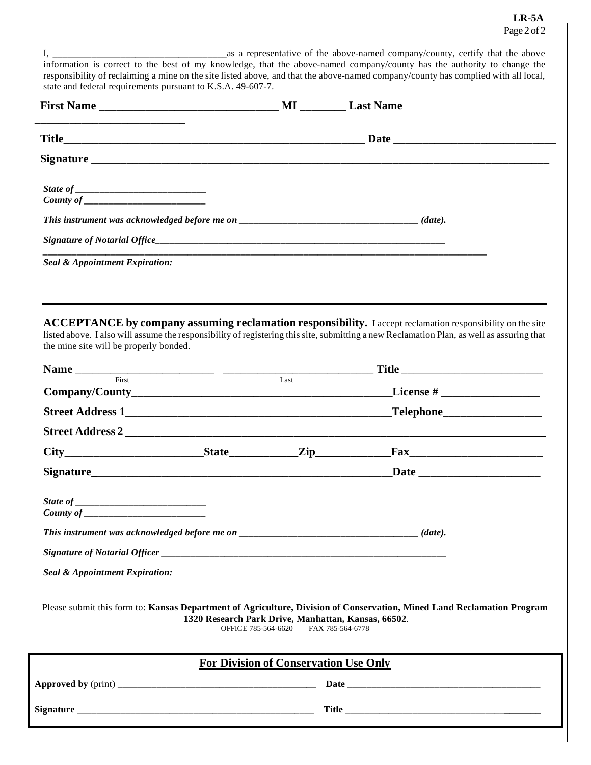LR-5A

I, ___________________________________as a representative of the above-named company/county, certify that the above information is correct to the best of my knowledge, that the above-named company/county has the authority to change the responsibility of reclaiming a mine on the site listed above, and that the above-named company/county has complied with all local, state and federal requirements pursuant to K.S.A. 49-607-7.

**First Name** _______________________________ **MI** ________ **Last Name** ____________________________

**Title**_______________________________________________________ **Date** _____________________________

**Signature** ___________________________________________________________________________________

*State of* __________________________
*County of* _________________________

*This instrument was acknowledged before me on* ___________________________________ *(date).*

*Signature of Notarial Office*______________________________________________________________

_______________________________________________________________________________________

*Seal & Appointment Expiration:*

---

**ACCEPTANCE by company assuming reclamation responsibility.** I accept reclamation responsibility on the site listed above. I also will assume the responsibility of registering this site, submitting a new Reclamation Plan, as well as assuring that the mine site will be properly bonded.

**Name** _________________________ ___________________________ **Title** __________________________
First Last

**Company/County**_______________________________________________**License #** _________________

**Street Address 1**_______________________________________________**Telephone**_________________

**Street Address 2** _____________________________________________________________________________

**City**________________________**State**___________**Zip**_____________**Fax**_______________________

**Signature**_____________________________________________________**Date** _____________________

*State of* __________________________
*County of* _________________________

*This instrument was acknowledged before me on* ___________________________________ *(date).*

*Signature of Notarial Officer* ____________________________________________________________

*Seal & Appointment Expiration:*

Please submit this form to: **Kansas Department of Agriculture, Division of Conservation, Mined Land Reclamation Program 1320 Research Park Drive, Manhattan, Kansas, 66502**.
OFFICE 785-564-6620 FAX 785-564-6778

**For Division of Conservation Use Only**

**Approved by** (print) ___________________________________________ **Date** __________________________________________

**Signature** ___________________________________________________ **Title** __________________________________________